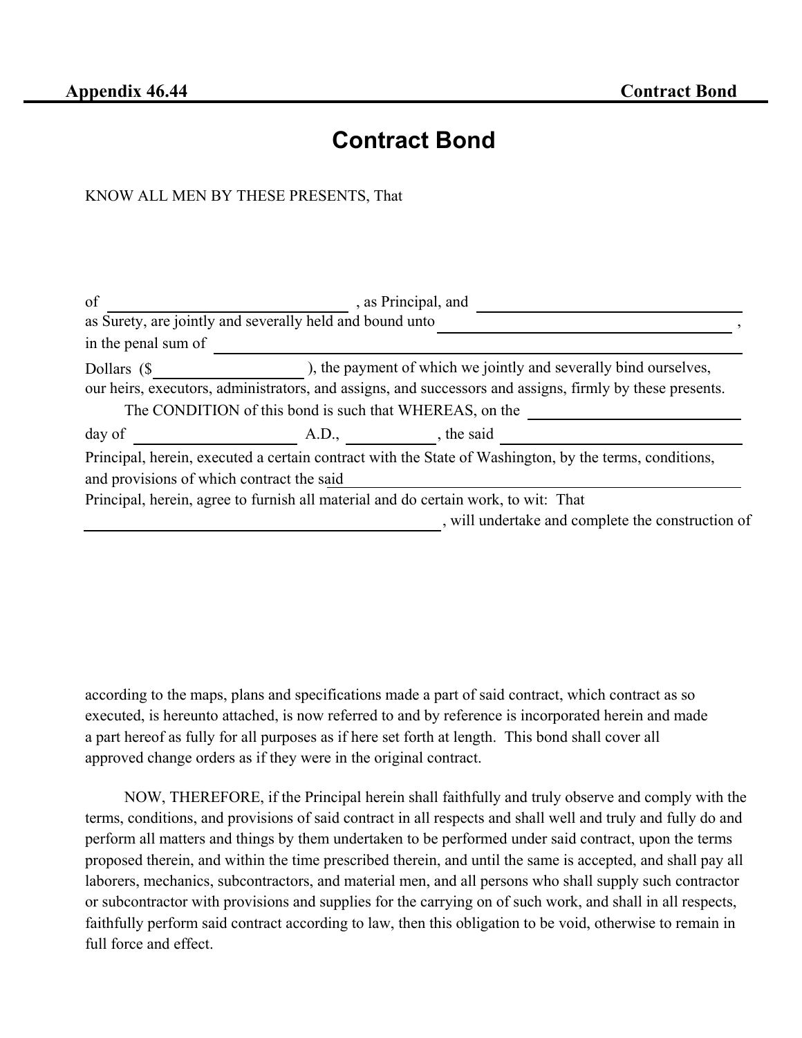# Contract Bond

KNOW ALL MEN BY THESE PRESENTS, That

of ______________________________ , as Principal, and ______________________________ as Surety, are jointly and severally held and bound unto ______________________________ , in the penal sum of ______________________________ Dollars ($__________________), the payment of which we jointly and severally bind ourselves, our heirs, executors, administrators, and assigns, and successors and assigns, firmly by these presents.

The CONDITION of this bond is such that WHEREAS, on the ______________________ day of ____________________ A.D., ___________, the said ______________________________ Principal, herein, executed a certain contract with the State of Washington, by the terms, conditions, and provisions of which contract the said ______________________________ Principal, herein, agree to furnish all material and do certain work, to wit: That ______________________________, will undertake and complete the construction of

according to the maps, plans and specifications made a part of said contract, which contract as so executed, is hereunto attached, is now referred to and by reference is incorporated herein and made a part hereof as fully for all purposes as if here set forth at length. This bond shall cover all approved change orders as if they were in the original contract.

NOW, THEREFORE, if the Principal herein shall faithfully and truly observe and comply with the terms, conditions, and provisions of said contract in all respects and shall well and truly and fully do and perform all matters and things by them undertaken to be performed under said contract, upon the terms proposed therein, and within the time prescribed therein, and until the same is accepted, and shall pay all laborers, mechanics, subcontractors, and material men, and all persons who shall supply such contractor or subcontractor with provisions and supplies for the carrying on of such work, and shall in all respects, faithfully perform said contract according to law, then this obligation to be void, otherwise to remain in full force and effect.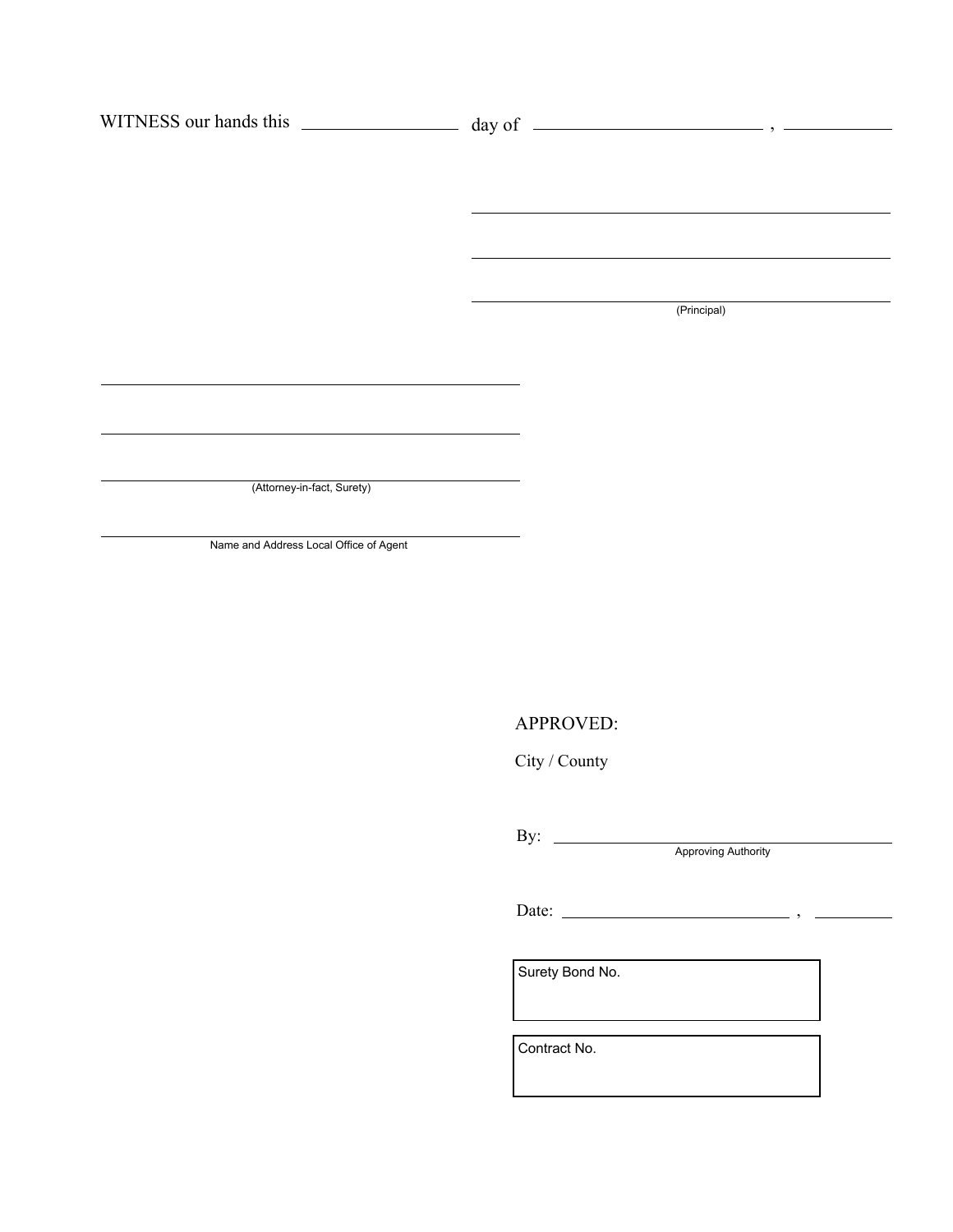WITNESS our hands this ______________ day of ____________________ , __________

_______________________________________

_______________________________________

_______________________________________
(Principal)

_______________________________________

_______________________________________

_______________________________________
(Attorney-in-fact, Surety)

_______________________________________
Name and Address Local Office of Agent

APPROVED:

City / County

By: _______________________________________
Approving Authority

Date: ____________________ , __________

| Surety Bond No. |
|---|
| |

| Contract No. |
|---|
| |